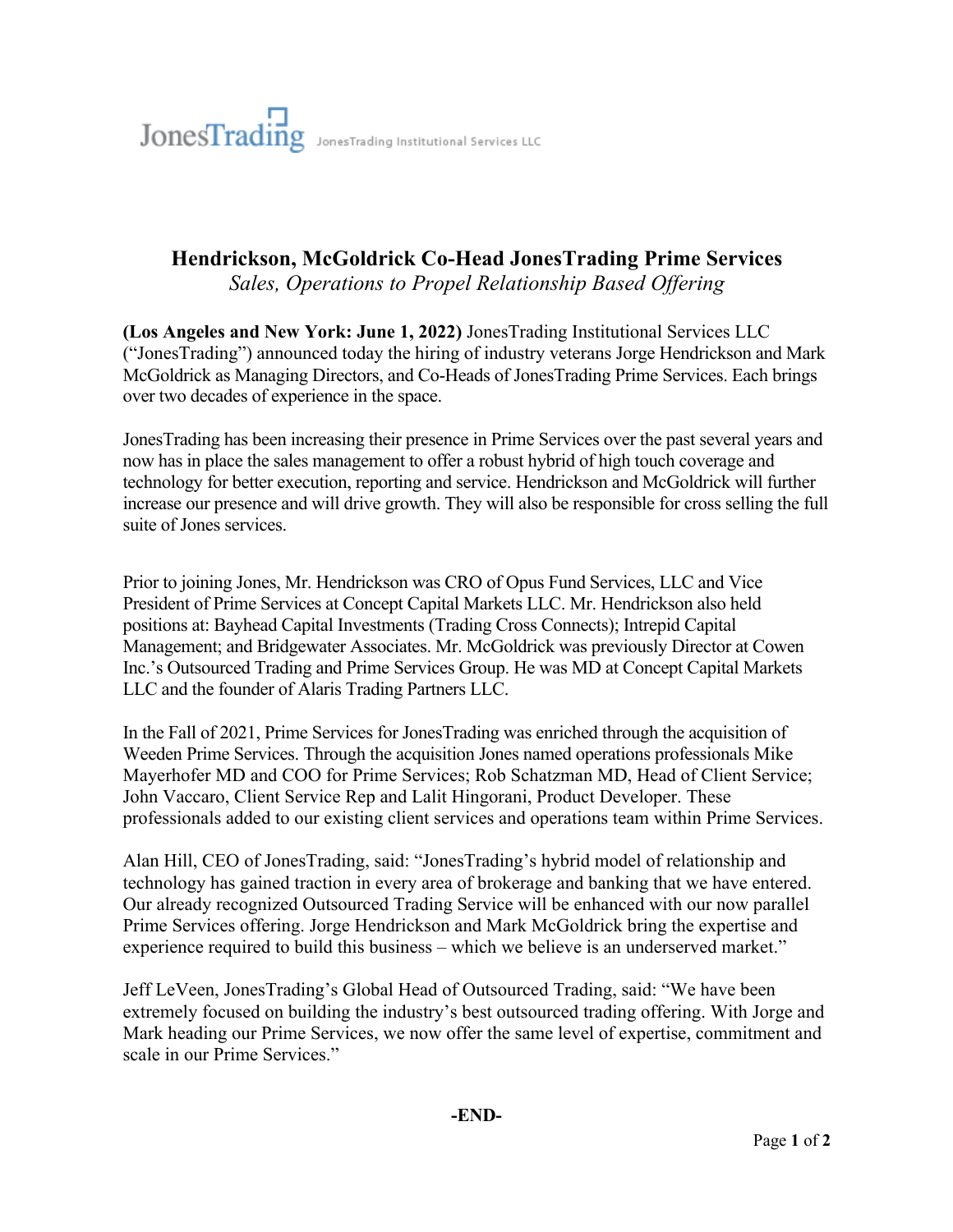JonesTrading JonesTrading Institutional Services LLC

# Hendrickson, McGoldrick Co-Head JonesTrading Prime Services

*Sales, Operations to Propel Relationship Based Offering*

**(Los Angeles and New York: June 1, 2022)** JonesTrading Institutional Services LLC ("JonesTrading") announced today the hiring of industry veterans Jorge Hendrickson and Mark McGoldrick as Managing Directors, and Co-Heads of JonesTrading Prime Services. Each brings over two decades of experience in the space.

JonesTrading has been increasing their presence in Prime Services over the past several years and now has in place the sales management to offer a robust hybrid of high touch coverage and technology for better execution, reporting and service. Hendrickson and McGoldrick will further increase our presence and will drive growth. They will also be responsible for cross selling the full suite of Jones services.

Prior to joining Jones, Mr. Hendrickson was CRO of Opus Fund Services, LLC and Vice President of Prime Services at Concept Capital Markets LLC. Mr. Hendrickson also held positions at: Bayhead Capital Investments (Trading Cross Connects); Intrepid Capital Management; and Bridgewater Associates. Mr. McGoldrick was previously Director at Cowen Inc.'s Outsourced Trading and Prime Services Group. He was MD at Concept Capital Markets LLC and the founder of Alaris Trading Partners LLC.

In the Fall of 2021, Prime Services for JonesTrading was enriched through the acquisition of Weeden Prime Services. Through the acquisition Jones named operations professionals Mike Mayerhofer MD and COO for Prime Services; Rob Schatzman MD, Head of Client Service; John Vaccaro, Client Service Rep and Lalit Hingorani, Product Developer. These professionals added to our existing client services and operations team within Prime Services.

Alan Hill, CEO of JonesTrading, said: "JonesTrading's hybrid model of relationship and technology has gained traction in every area of brokerage and banking that we have entered. Our already recognized Outsourced Trading Service will be enhanced with our now parallel Prime Services offering. Jorge Hendrickson and Mark McGoldrick bring the expertise and experience required to build this business – which we believe is an underserved market."

Jeff LeVeen, JonesTrading's Global Head of Outsourced Trading, said: "We have been extremely focused on building the industry's best outsourced trading offering. With Jorge and Mark heading our Prime Services, we now offer the same level of expertise, commitment and scale in our Prime Services."

**-END-**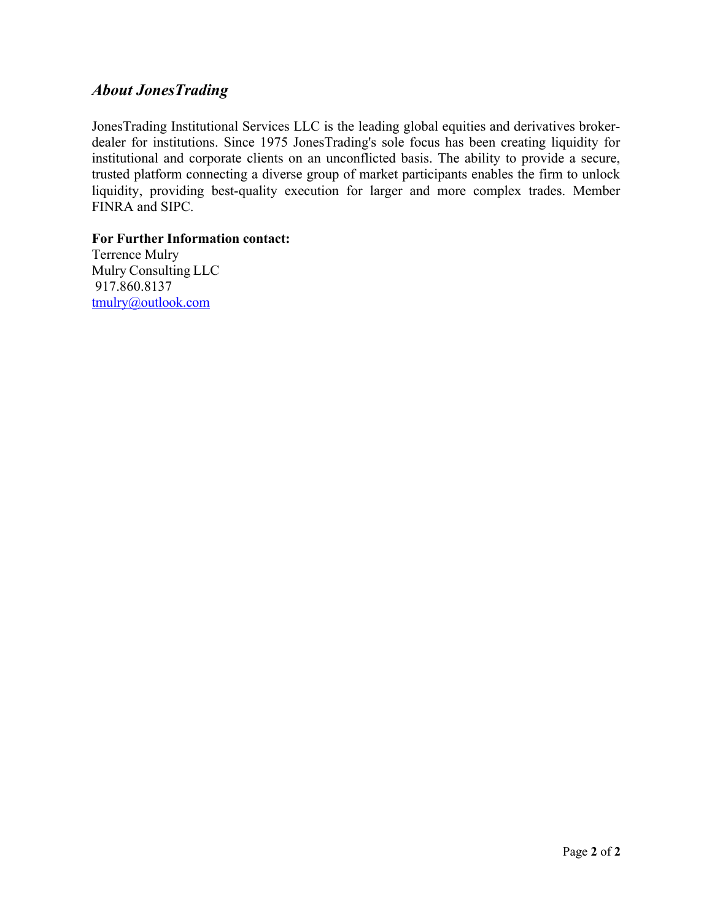## *About JonesTrading*

JonesTrading Institutional Services LLC is the leading global equities and derivatives broker-dealer for institutions. Since 1975 JonesTrading's sole focus has been creating liquidity for institutional and corporate clients on an unconflicted basis. The ability to provide a secure, trusted platform connecting a diverse group of market participants enables the firm to unlock liquidity, providing best-quality execution for larger and more complex trades. Member FINRA and SIPC.

**For Further Information contact:**
Terrence Mulry
Mulry Consulting LLC
917.860.8137
tmulry@outlook.com